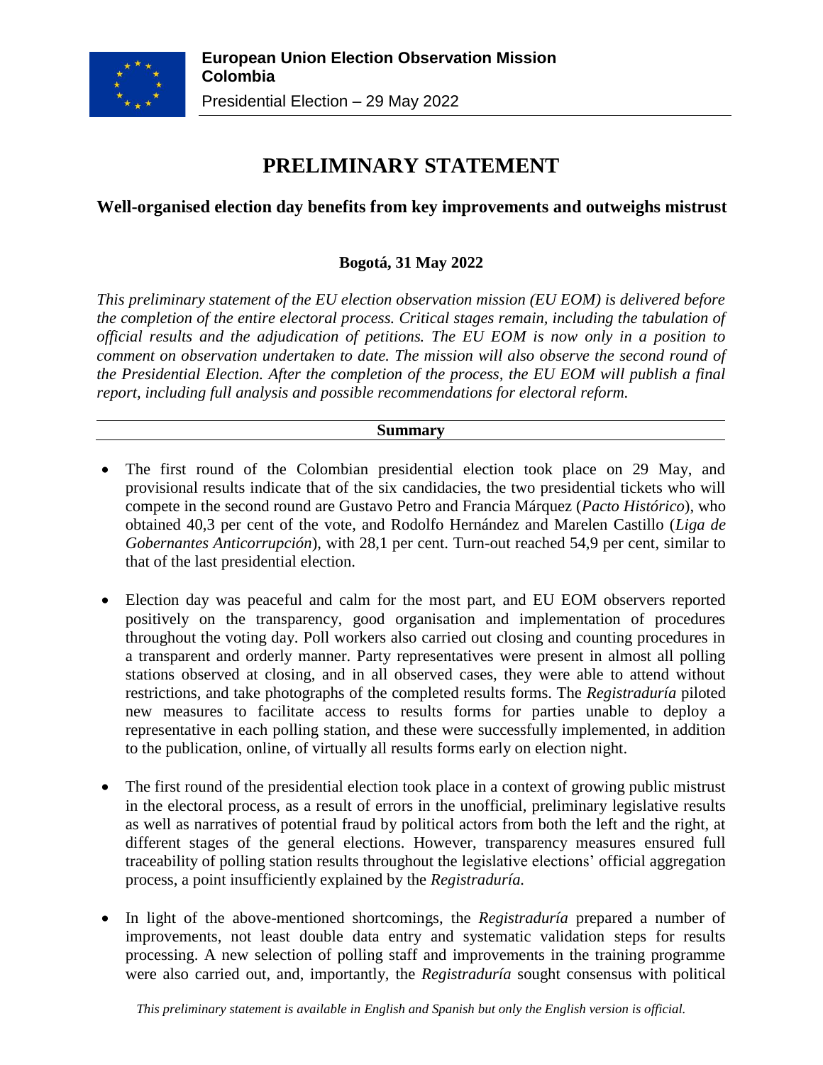**European Union Election Observation Mission Colombia**

Presidential Election – 29 May 2022

# PRELIMINARY STATEMENT

## Well-organised election day benefits from key improvements and outweighs mistrust

**Bogotá, 31 May 2022**

*This preliminary statement of the EU election observation mission (EU EOM) is delivered before the completion of the entire electoral process. Critical stages remain, including the tabulation of official results and the adjudication of petitions. The EU EOM is now only in a position to comment on observation undertaken to date. The mission will also observe the second round of the Presidential Election. After the completion of the process, the EU EOM will publish a final report, including full analysis and possible recommendations for electoral reform.*

### Summary

- The first round of the Colombian presidential election took place on 29 May, and provisional results indicate that of the six candidacies, the two presidential tickets who will compete in the second round are Gustavo Petro and Francia Márquez (*Pacto Histórico*), who obtained 40,3 per cent of the vote, and Rodolfo Hernández and Marelen Castillo (*Liga de Gobernantes Anticorrupción*), with 28,1 per cent. Turn-out reached 54,9 per cent, similar to that of the last presidential election.

- Election day was peaceful and calm for the most part, and EU EOM observers reported positively on the transparency, good organisation and implementation of procedures throughout the voting day. Poll workers also carried out closing and counting procedures in a transparent and orderly manner. Party representatives were present in almost all polling stations observed at closing, and in all observed cases, they were able to attend without restrictions, and take photographs of the completed results forms. The *Registraduría* piloted new measures to facilitate access to results forms for parties unable to deploy a representative in each polling station, and these were successfully implemented, in addition to the publication, online, of virtually all results forms early on election night.

- The first round of the presidential election took place in a context of growing public mistrust in the electoral process, as a result of errors in the unofficial, preliminary legislative results as well as narratives of potential fraud by political actors from both the left and the right, at different stages of the general elections. However, transparency measures ensured full traceability of polling station results throughout the legislative elections' official aggregation process, a point insufficiently explained by the *Registraduría.*

- In light of the above-mentioned shortcomings, the *Registraduría* prepared a number of improvements, not least double data entry and systematic validation steps for results processing. A new selection of polling staff and improvements in the training programme were also carried out, and, importantly, the *Registraduría* sought consensus with political

*This preliminary statement is available in English and Spanish but only the English version is official.*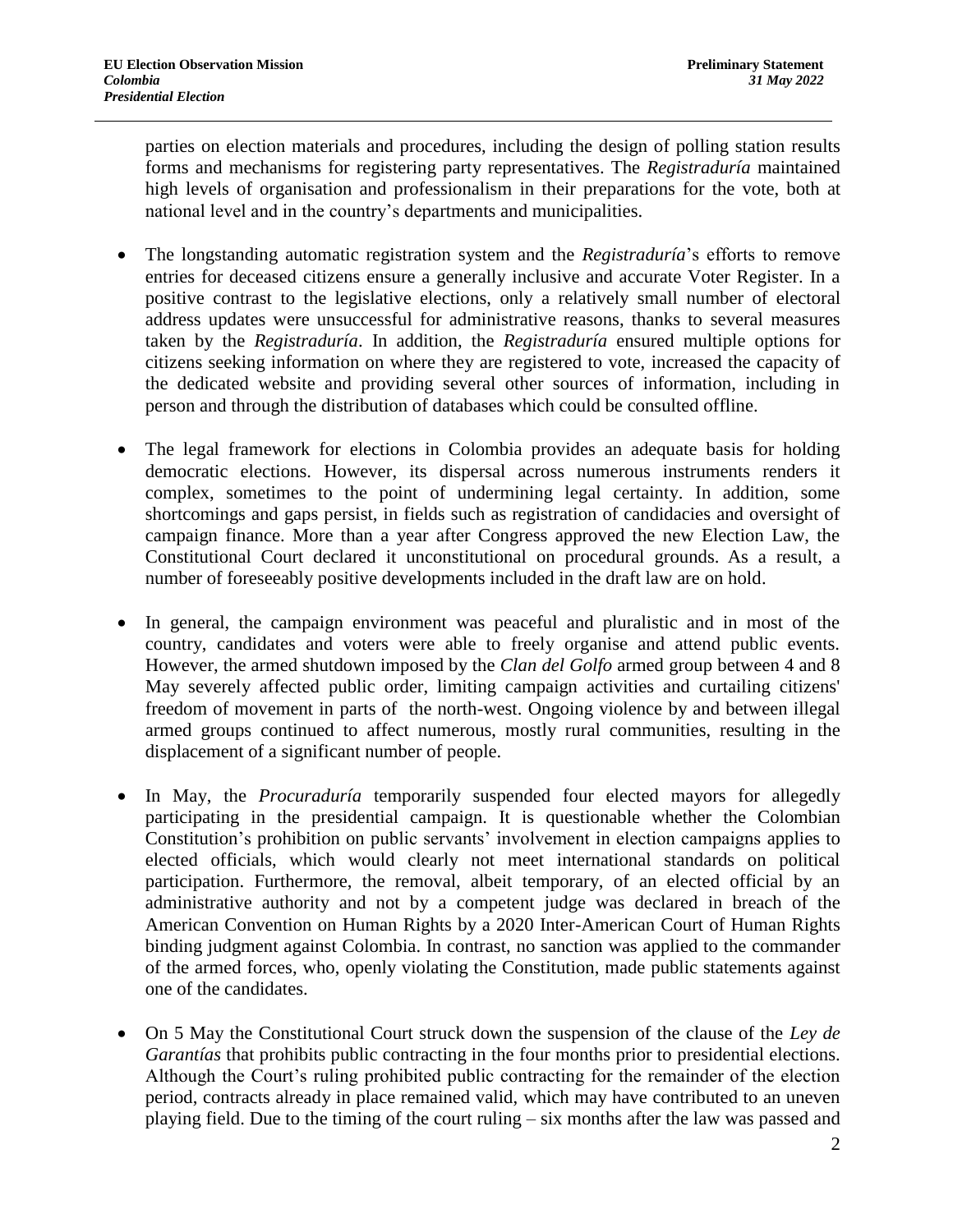parties on election materials and procedures, including the design of polling station results forms and mechanisms for registering party representatives. The *Registraduría* maintained high levels of organisation and professionalism in their preparations for the vote, both at national level and in the country's departments and municipalities.

- The longstanding automatic registration system and the *Registraduría*'s efforts to remove entries for deceased citizens ensure a generally inclusive and accurate Voter Register. In a positive contrast to the legislative elections, only a relatively small number of electoral address updates were unsuccessful for administrative reasons, thanks to several measures taken by the *Registraduría*. In addition, the *Registraduría* ensured multiple options for citizens seeking information on where they are registered to vote, increased the capacity of the dedicated website and providing several other sources of information, including in person and through the distribution of databases which could be consulted offline.

- The legal framework for elections in Colombia provides an adequate basis for holding democratic elections. However, its dispersal across numerous instruments renders it complex, sometimes to the point of undermining legal certainty. In addition, some shortcomings and gaps persist, in fields such as registration of candidacies and oversight of campaign finance. More than a year after Congress approved the new Election Law, the Constitutional Court declared it unconstitutional on procedural grounds. As a result, a number of foreseeably positive developments included in the draft law are on hold.

- In general, the campaign environment was peaceful and pluralistic and in most of the country, candidates and voters were able to freely organise and attend public events. However, the armed shutdown imposed by the *Clan del Golfo* armed group between 4 and 8 May severely affected public order, limiting campaign activities and curtailing citizens' freedom of movement in parts of the north-west. Ongoing violence by and between illegal armed groups continued to affect numerous, mostly rural communities, resulting in the displacement of a significant number of people.

- In May, the *Procuraduría* temporarily suspended four elected mayors for allegedly participating in the presidential campaign. It is questionable whether the Colombian Constitution's prohibition on public servants' involvement in election campaigns applies to elected officials, which would clearly not meet international standards on political participation. Furthermore, the removal, albeit temporary, of an elected official by an administrative authority and not by a competent judge was declared in breach of the American Convention on Human Rights by a 2020 Inter-American Court of Human Rights binding judgment against Colombia. In contrast, no sanction was applied to the commander of the armed forces, who, openly violating the Constitution, made public statements against one of the candidates.

- On 5 May the Constitutional Court struck down the suspension of the clause of the *Ley de Garantías* that prohibits public contracting in the four months prior to presidential elections. Although the Court's ruling prohibited public contracting for the remainder of the election period, contracts already in place remained valid, which may have contributed to an uneven playing field. Due to the timing of the court ruling – six months after the law was passed and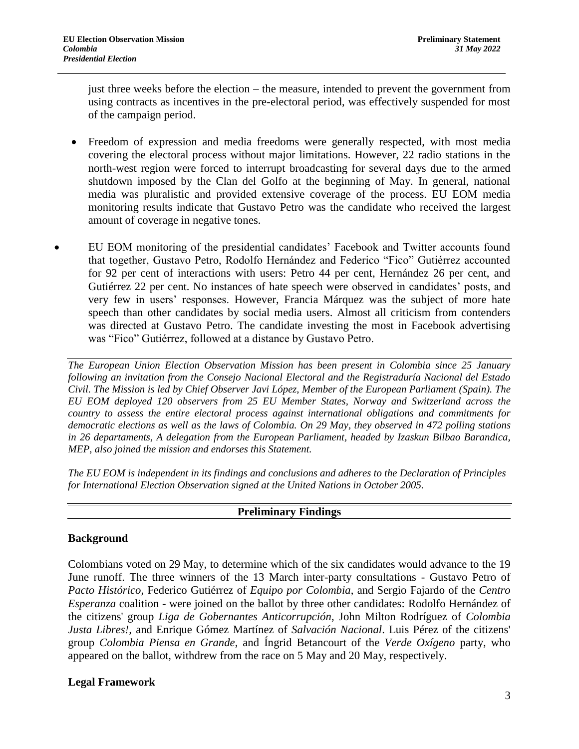just three weeks before the election – the measure, intended to prevent the government from using contracts as incentives in the pre-electoral period, was effectively suspended for most of the campaign period.

- Freedom of expression and media freedoms were generally respected, with most media covering the electoral process without major limitations. However, 22 radio stations in the north-west region were forced to interrupt broadcasting for several days due to the armed shutdown imposed by the Clan del Golfo at the beginning of May. In general, national media was pluralistic and provided extensive coverage of the process. EU EOM media monitoring results indicate that Gustavo Petro was the candidate who received the largest amount of coverage in negative tones.

- EU EOM monitoring of the presidential candidates' Facebook and Twitter accounts found that together, Gustavo Petro, Rodolfo Hernández and Federico "Fico" Gutiérrez accounted for 92 per cent of interactions with users: Petro 44 per cent, Hernández 26 per cent, and Gutiérrez 22 per cent. No instances of hate speech were observed in candidates' posts, and very few in users' responses. However, Francia Márquez was the subject of more hate speech than other candidates by social media users. Almost all criticism from contenders was directed at Gustavo Petro. The candidate investing the most in Facebook advertising was "Fico" Gutiérrez, followed at a distance by Gustavo Petro.

*The European Union Election Observation Mission has been present in Colombia since 25 January following an invitation from the Consejo Nacional Electoral and the Registraduría Nacional del Estado Civil. The Mission is led by Chief Observer Javi López, Member of the European Parliament (Spain). The EU EOM deployed 120 observers from 25 EU Member States, Norway and Switzerland across the country to assess the entire electoral process against international obligations and commitments for democratic elections as well as the laws of Colombia. On 29 May, they observed in 472 polling stations in 26 departaments, A delegation from the European Parliament, headed by Izaskun Bilbao Barandica, MEP, also joined the mission and endorses this Statement.*

*The EU EOM is independent in its findings and conclusions and adheres to the Declaration of Principles for International Election Observation signed at the United Nations in October 2005.*

## Preliminary Findings

### Background

Colombians voted on 29 May, to determine which of the six candidates would advance to the 19 June runoff. The three winners of the 13 March inter-party consultations - Gustavo Petro of *Pacto Histórico*, Federico Gutiérrez of *Equipo por Colombia*, and Sergio Fajardo of the *Centro Esperanza* coalition - were joined on the ballot by three other candidates: Rodolfo Hernández of the citizens' group *Liga de Gobernantes Anticorrupción*, John Milton Rodríguez of *Colombia Justa Libres!*, and Enrique Gómez Martínez of *Salvación Nacional*. Luis Pérez of the citizens' group *Colombia Piensa en Grande*, and Íngrid Betancourt of the *Verde Oxígeno* party, who appeared on the ballot, withdrew from the race on 5 May and 20 May, respectively.

### Legal Framework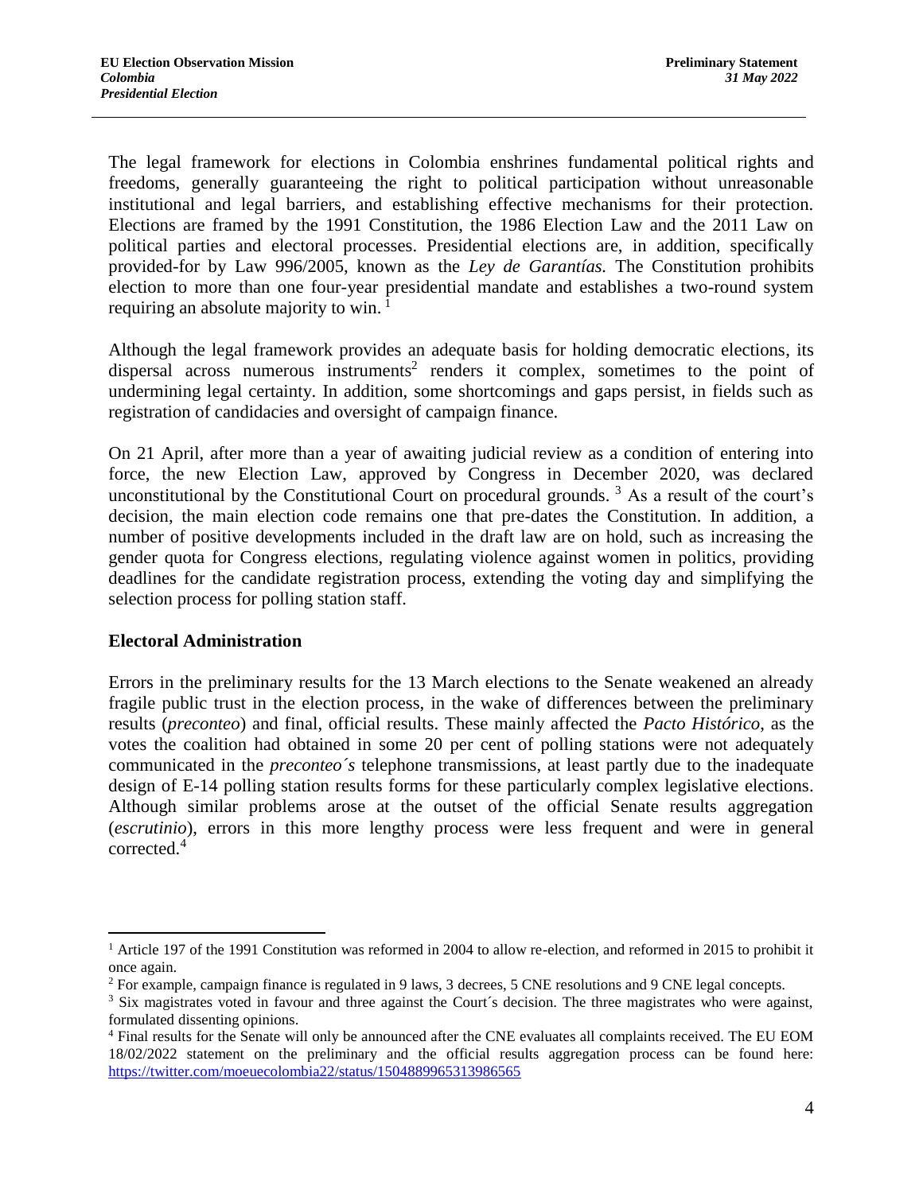The legal framework for elections in Colombia enshrines fundamental political rights and freedoms, generally guaranteeing the right to political participation without unreasonable institutional and legal barriers, and establishing effective mechanisms for their protection. Elections are framed by the 1991 Constitution, the 1986 Election Law and the 2011 Law on political parties and electoral processes. Presidential elections are, in addition, specifically provided-for by Law 996/2005, known as the *Ley de Garantías.* The Constitution prohibits election to more than one four-year presidential mandate and establishes a two-round system requiring an absolute majority to win. [1]

Although the legal framework provides an adequate basis for holding democratic elections, its dispersal across numerous instruments[2] renders it complex, sometimes to the point of undermining legal certainty. In addition, some shortcomings and gaps persist, in fields such as registration of candidacies and oversight of campaign finance.

On 21 April, after more than a year of awaiting judicial review as a condition of entering into force, the new Election Law, approved by Congress in December 2020, was declared unconstitutional by the Constitutional Court on procedural grounds. [3] As a result of the court's decision, the main election code remains one that pre-dates the Constitution. In addition, a number of positive developments included in the draft law are on hold, such as increasing the gender quota for Congress elections, regulating violence against women in politics, providing deadlines for the candidate registration process, extending the voting day and simplifying the selection process for polling station staff.

## Electoral Administration

Errors in the preliminary results for the 13 March elections to the Senate weakened an already fragile public trust in the election process, in the wake of differences between the preliminary results (*preconteo*) and final, official results. These mainly affected the *Pacto Histórico*, as the votes the coalition had obtained in some 20 per cent of polling stations were not adequately communicated in the *preconteo´s* telephone transmissions, at least partly due to the inadequate design of E-14 polling station results forms for these particularly complex legislative elections. Although similar problems arose at the outset of the official Senate results aggregation (*escrutinio*), errors in this more lengthy process were less frequent and were in general corrected.[4]

---

[1] Article 197 of the 1991 Constitution was reformed in 2004 to allow re-election, and reformed in 2015 to prohibit it once again.

[2] For example, campaign finance is regulated in 9 laws, 3 decrees, 5 CNE resolutions and 9 CNE legal concepts.

[3] Six magistrates voted in favour and three against the Court´s decision. The three magistrates who were against, formulated dissenting opinions.

[4] Final results for the Senate will only be announced after the CNE evaluates all complaints received. The EU EOM 18/02/2022 statement on the preliminary and the official results aggregation process can be found here: https://twitter.com/moeuecolombia22/status/1504889965313986565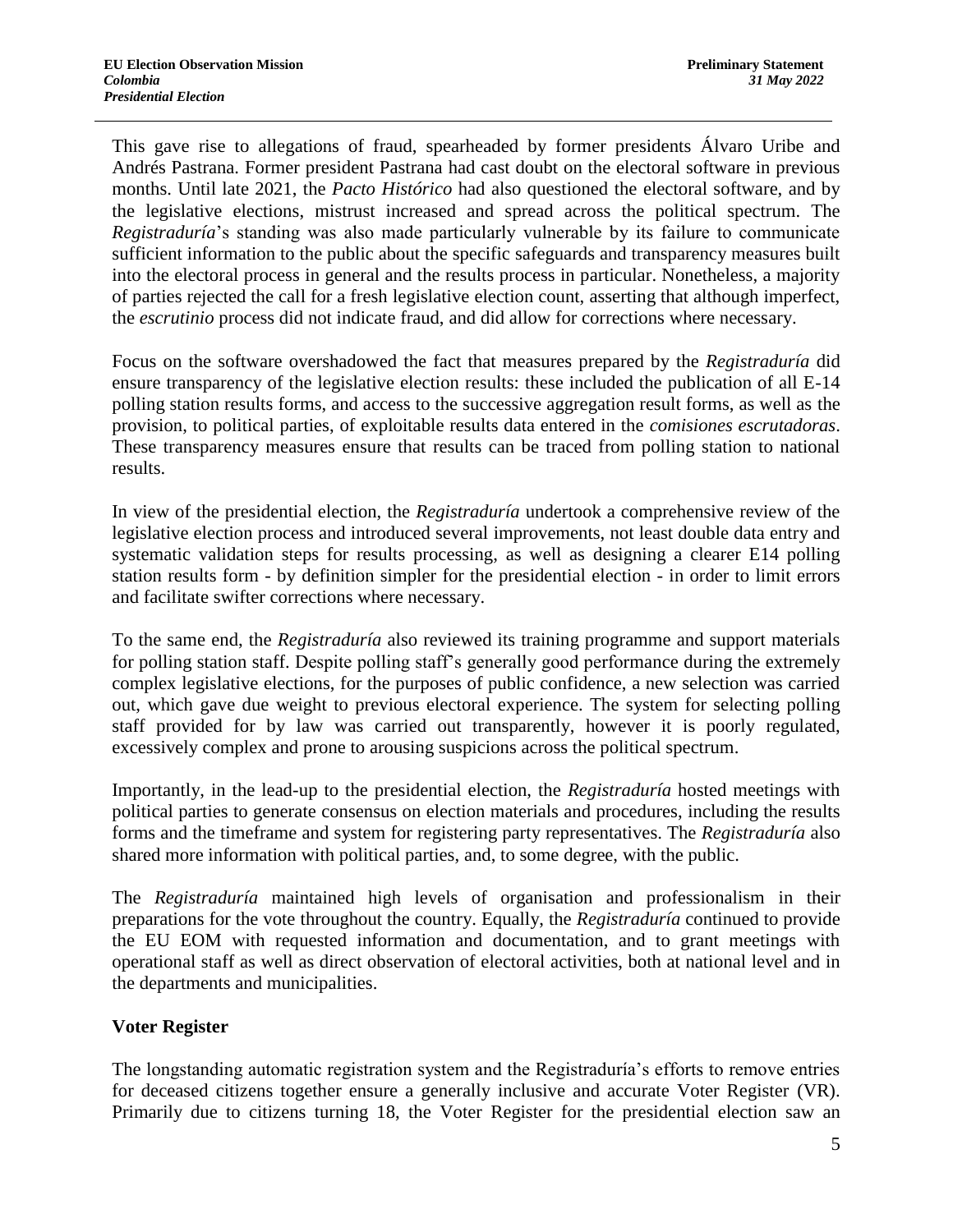This gave rise to allegations of fraud, spearheaded by former presidents Álvaro Uribe and Andrés Pastrana. Former president Pastrana had cast doubt on the electoral software in previous months. Until late 2021, the *Pacto Histórico* had also questioned the electoral software, and by the legislative elections, mistrust increased and spread across the political spectrum. The *Registraduría*'s standing was also made particularly vulnerable by its failure to communicate sufficient information to the public about the specific safeguards and transparency measures built into the electoral process in general and the results process in particular. Nonetheless, a majority of parties rejected the call for a fresh legislative election count, asserting that although imperfect, the *escrutinio* process did not indicate fraud, and did allow for corrections where necessary.

Focus on the software overshadowed the fact that measures prepared by the *Registraduría* did ensure transparency of the legislative election results: these included the publication of all E-14 polling station results forms, and access to the successive aggregation result forms, as well as the provision, to political parties, of exploitable results data entered in the *comisiones escrutadoras*. These transparency measures ensure that results can be traced from polling station to national results.

In view of the presidential election, the *Registraduría* undertook a comprehensive review of the legislative election process and introduced several improvements, not least double data entry and systematic validation steps for results processing, as well as designing a clearer E14 polling station results form - by definition simpler for the presidential election - in order to limit errors and facilitate swifter corrections where necessary.

To the same end, the *Registraduría* also reviewed its training programme and support materials for polling station staff. Despite polling staff's generally good performance during the extremely complex legislative elections, for the purposes of public confidence, a new selection was carried out, which gave due weight to previous electoral experience. The system for selecting polling staff provided for by law was carried out transparently, however it is poorly regulated, excessively complex and prone to arousing suspicions across the political spectrum.

Importantly, in the lead-up to the presidential election, the *Registraduría* hosted meetings with political parties to generate consensus on election materials and procedures, including the results forms and the timeframe and system for registering party representatives. The *Registraduría* also shared more information with political parties, and, to some degree, with the public.

The *Registraduría* maintained high levels of organisation and professionalism in their preparations for the vote throughout the country. Equally, the *Registraduría* continued to provide the EU EOM with requested information and documentation, and to grant meetings with operational staff as well as direct observation of electoral activities, both at national level and in the departments and municipalities.

## Voter Register

The longstanding automatic registration system and the Registraduría's efforts to remove entries for deceased citizens together ensure a generally inclusive and accurate Voter Register (VR). Primarily due to citizens turning 18, the Voter Register for the presidential election saw an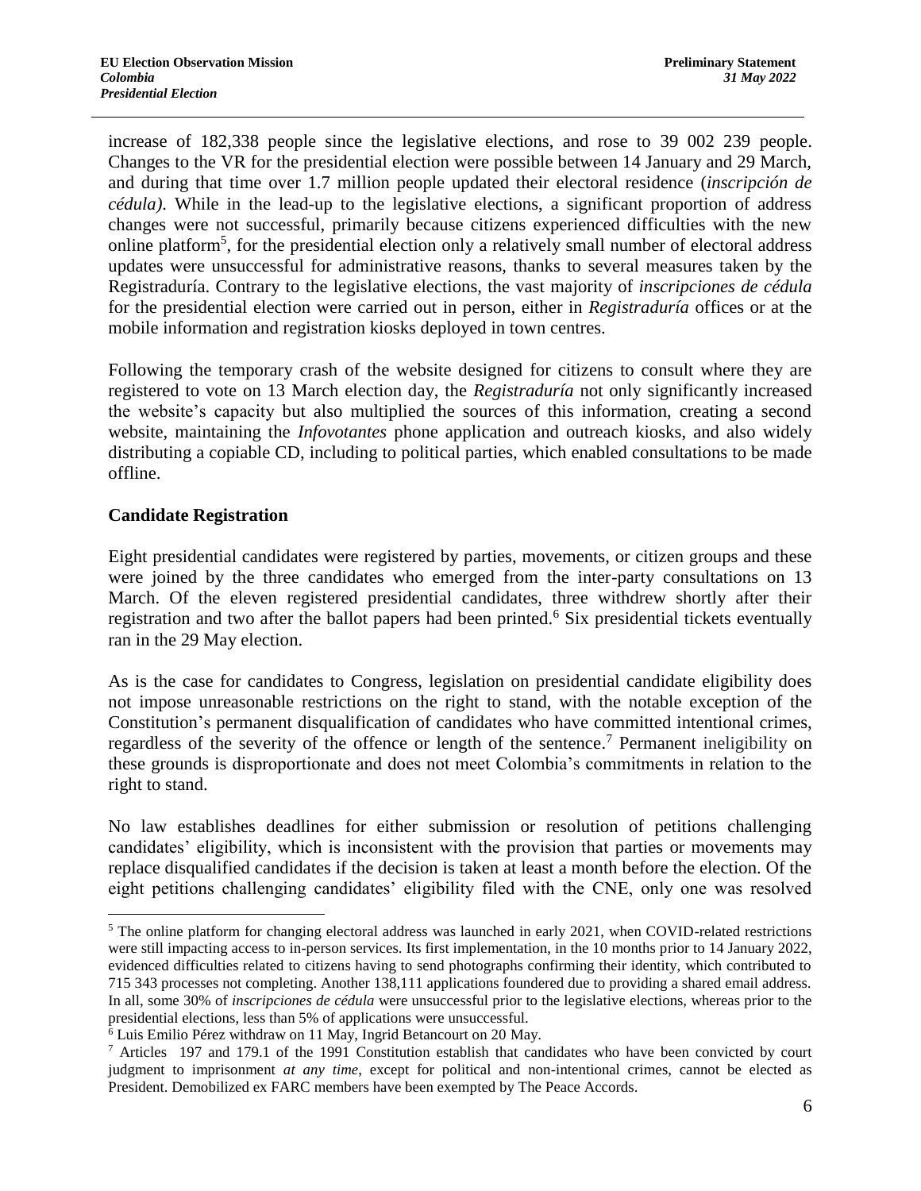increase of 182,338 people since the legislative elections, and rose to 39 002 239 people. Changes to the VR for the presidential election were possible between 14 January and 29 March, and during that time over 1.7 million people updated their electoral residence (*inscripción de cédula)*. While in the lead-up to the legislative elections, a significant proportion of address changes were not successful, primarily because citizens experienced difficulties with the new online platform[5], for the presidential election only a relatively small number of electoral address updates were unsuccessful for administrative reasons, thanks to several measures taken by the Registraduría. Contrary to the legislative elections, the vast majority of *inscripciones de cédula* for the presidential election were carried out in person, either in *Registraduría* offices or at the mobile information and registration kiosks deployed in town centres.

Following the temporary crash of the website designed for citizens to consult where they are registered to vote on 13 March election day, the *Registraduría* not only significantly increased the website's capacity but also multiplied the sources of this information, creating a second website, maintaining the *Infovotantes* phone application and outreach kiosks, and also widely distributing a copiable CD, including to political parties, which enabled consultations to be made offline.

## Candidate Registration

Eight presidential candidates were registered by parties, movements, or citizen groups and these were joined by the three candidates who emerged from the inter-party consultations on 13 March. Of the eleven registered presidential candidates, three withdrew shortly after their registration and two after the ballot papers had been printed.[6] Six presidential tickets eventually ran in the 29 May election.

As is the case for candidates to Congress, legislation on presidential candidate eligibility does not impose unreasonable restrictions on the right to stand, with the notable exception of the Constitution's permanent disqualification of candidates who have committed intentional crimes, regardless of the severity of the offence or length of the sentence.[7] Permanent ineligibility on these grounds is disproportionate and does not meet Colombia's commitments in relation to the right to stand.

No law establishes deadlines for either submission or resolution of petitions challenging candidates' eligibility, which is inconsistent with the provision that parties or movements may replace disqualified candidates if the decision is taken at least a month before the election. Of the eight petitions challenging candidates' eligibility filed with the CNE, only one was resolved

---

[5] The online platform for changing electoral address was launched in early 2021, when COVID-related restrictions were still impacting access to in-person services. Its first implementation, in the 10 months prior to 14 January 2022, evidenced difficulties related to citizens having to send photographs confirming their identity, which contributed to 715 343 processes not completing. Another 138,111 applications foundered due to providing a shared email address. In all, some 30% of *inscripciones de cédula* were unsuccessful prior to the legislative elections, whereas prior to the presidential elections, less than 5% of applications were unsuccessful.

[6] Luis Emilio Pérez withdraw on 11 May, Ingrid Betancourt on 20 May.

[7] Articles 197 and 179.1 of the 1991 Constitution establish that candidates who have been convicted by court judgment to imprisonment *at any time*, except for political and non-intentional crimes, cannot be elected as President. Demobilized ex FARC members have been exempted by The Peace Accords.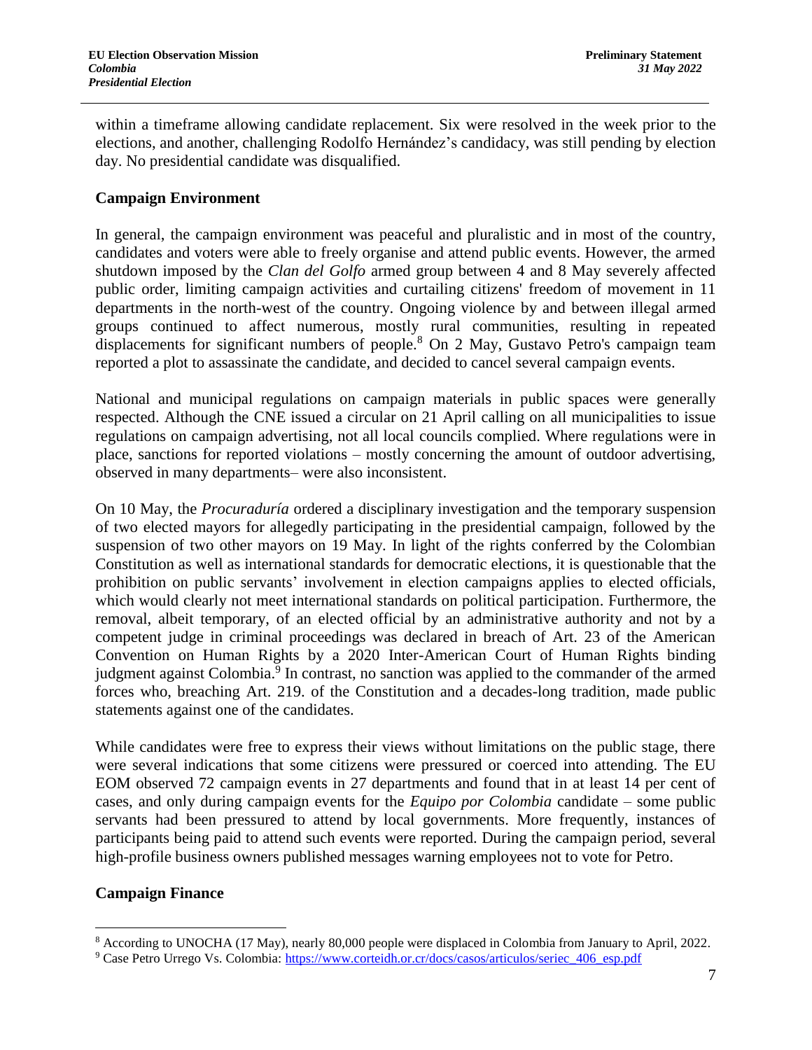within a timeframe allowing candidate replacement. Six were resolved in the week prior to the elections, and another, challenging Rodolfo Hernández's candidacy, was still pending by election day. No presidential candidate was disqualified.

## Campaign Environment

In general, the campaign environment was peaceful and pluralistic and in most of the country, candidates and voters were able to freely organise and attend public events. However, the armed shutdown imposed by the *Clan del Golfo* armed group between 4 and 8 May severely affected public order, limiting campaign activities and curtailing citizens' freedom of movement in 11 departments in the north-west of the country. Ongoing violence by and between illegal armed groups continued to affect numerous, mostly rural communities, resulting in repeated displacements for significant numbers of people.[8] On 2 May, Gustavo Petro's campaign team reported a plot to assassinate the candidate, and decided to cancel several campaign events.

National and municipal regulations on campaign materials in public spaces were generally respected. Although the CNE issued a circular on 21 April calling on all municipalities to issue regulations on campaign advertising, not all local councils complied. Where regulations were in place, sanctions for reported violations – mostly concerning the amount of outdoor advertising, observed in many departments– were also inconsistent.

On 10 May, the *Procuraduría* ordered a disciplinary investigation and the temporary suspension of two elected mayors for allegedly participating in the presidential campaign, followed by the suspension of two other mayors on 19 May. In light of the rights conferred by the Colombian Constitution as well as international standards for democratic elections, it is questionable that the prohibition on public servants' involvement in election campaigns applies to elected officials, which would clearly not meet international standards on political participation. Furthermore, the removal, albeit temporary, of an elected official by an administrative authority and not by a competent judge in criminal proceedings was declared in breach of Art. 23 of the American Convention on Human Rights by a 2020 Inter-American Court of Human Rights binding judgment against Colombia.[9] In contrast, no sanction was applied to the commander of the armed forces who, breaching Art. 219. of the Constitution and a decades-long tradition, made public statements against one of the candidates.

While candidates were free to express their views without limitations on the public stage, there were several indications that some citizens were pressured or coerced into attending. The EU EOM observed 72 campaign events in 27 departments and found that in at least 14 per cent of cases, and only during campaign events for the *Equipo por Colombia* candidate – some public servants had been pressured to attend by local governments. More frequently, instances of participants being paid to attend such events were reported. During the campaign period, several high-profile business owners published messages warning employees not to vote for Petro.

## Campaign Finance

---

[8] According to UNOCHA (17 May), nearly 80,000 people were displaced in Colombia from January to April, 2022.

[9] Case Petro Urrego Vs. Colombia: https://www.corteidh.or.cr/docs/casos/articulos/seriec_406_esp.pdf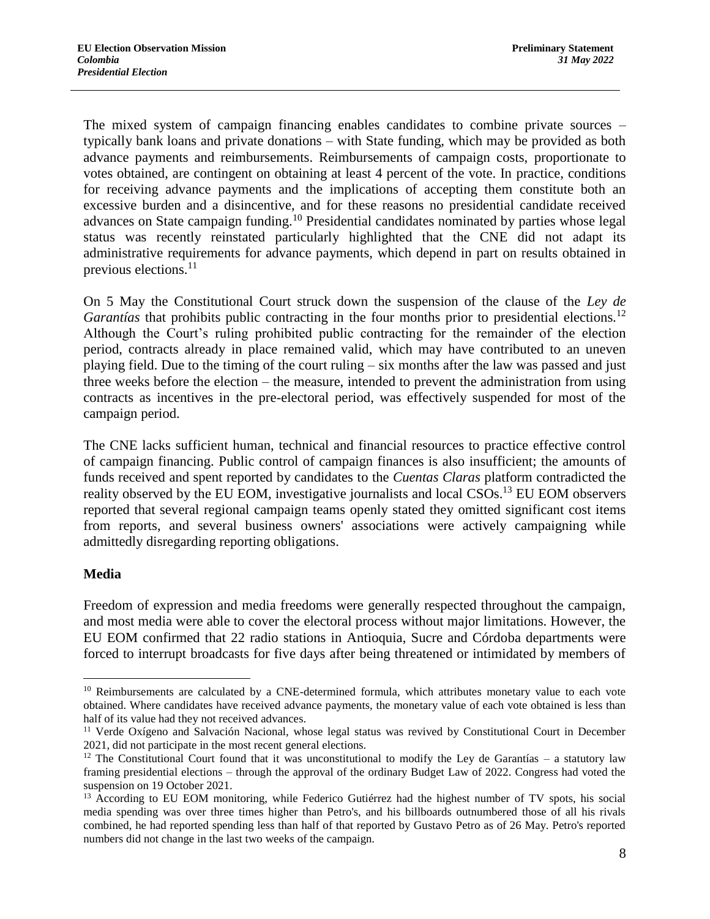The mixed system of campaign financing enables candidates to combine private sources – typically bank loans and private donations – with State funding, which may be provided as both advance payments and reimbursements. Reimbursements of campaign costs, proportionate to votes obtained, are contingent on obtaining at least 4 percent of the vote. In practice, conditions for receiving advance payments and the implications of accepting them constitute both an excessive burden and a disincentive, and for these reasons no presidential candidate received advances on State campaign funding.[10] Presidential candidates nominated by parties whose legal status was recently reinstated particularly highlighted that the CNE did not adapt its administrative requirements for advance payments, which depend in part on results obtained in previous elections.[11]

On 5 May the Constitutional Court struck down the suspension of the clause of the *Ley de Garantías* that prohibits public contracting in the four months prior to presidential elections.[12] Although the Court's ruling prohibited public contracting for the remainder of the election period, contracts already in place remained valid, which may have contributed to an uneven playing field. Due to the timing of the court ruling – six months after the law was passed and just three weeks before the election – the measure, intended to prevent the administration from using contracts as incentives in the pre-electoral period, was effectively suspended for most of the campaign period.

The CNE lacks sufficient human, technical and financial resources to practice effective control of campaign financing. Public control of campaign finances is also insufficient; the amounts of funds received and spent reported by candidates to the *Cuentas Claras* platform contradicted the reality observed by the EU EOM, investigative journalists and local CSOs.[13] EU EOM observers reported that several regional campaign teams openly stated they omitted significant cost items from reports, and several business owners' associations were actively campaigning while admittedly disregarding reporting obligations.

**Media**

Freedom of expression and media freedoms were generally respected throughout the campaign, and most media were able to cover the electoral process without major limitations. However, the EU EOM confirmed that 22 radio stations in Antioquia, Sucre and Córdoba departments were forced to interrupt broadcasts for five days after being threatened or intimidated by members of

---

[10] Reimbursements are calculated by a CNE-determined formula, which attributes monetary value to each vote obtained. Where candidates have received advance payments, the monetary value of each vote obtained is less than half of its value had they not received advances.

[11] Verde Oxígeno and Salvación Nacional, whose legal status was revived by Constitutional Court in December 2021, did not participate in the most recent general elections.

[12] The Constitutional Court found that it was unconstitutional to modify the Ley de Garantías – a statutory law framing presidential elections – through the approval of the ordinary Budget Law of 2022. Congress had voted the suspension on 19 October 2021.

[13] According to EU EOM monitoring, while Federico Gutiérrez had the highest number of TV spots, his social media spending was over three times higher than Petro's, and his billboards outnumbered those of all his rivals combined, he had reported spending less than half of that reported by Gustavo Petro as of 26 May. Petro's reported numbers did not change in the last two weeks of the campaign.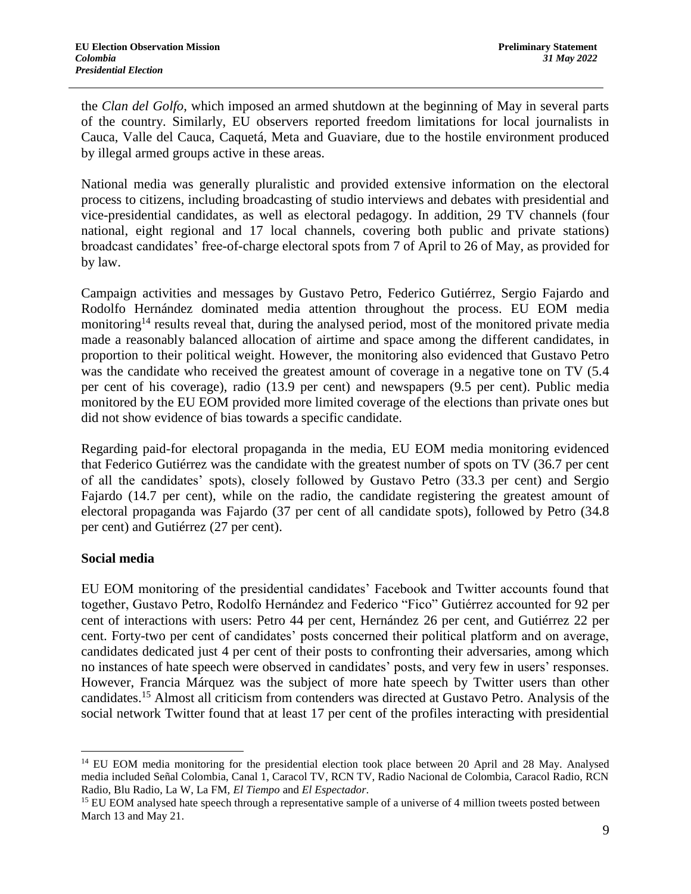the *Clan del Golfo*, which imposed an armed shutdown at the beginning of May in several parts of the country. Similarly, EU observers reported freedom limitations for local journalists in Cauca, Valle del Cauca, Caquetá, Meta and Guaviare, due to the hostile environment produced by illegal armed groups active in these areas.

National media was generally pluralistic and provided extensive information on the electoral process to citizens, including broadcasting of studio interviews and debates with presidential and vice-presidential candidates, as well as electoral pedagogy. In addition, 29 TV channels (four national, eight regional and 17 local channels, covering both public and private stations) broadcast candidates' free-of-charge electoral spots from 7 of April to 26 of May, as provided for by law.

Campaign activities and messages by Gustavo Petro, Federico Gutiérrez, Sergio Fajardo and Rodolfo Hernández dominated media attention throughout the process. EU EOM media monitoring[14] results reveal that, during the analysed period, most of the monitored private media made a reasonably balanced allocation of airtime and space among the different candidates, in proportion to their political weight. However, the monitoring also evidenced that Gustavo Petro was the candidate who received the greatest amount of coverage in a negative tone on TV (5.4 per cent of his coverage), radio (13.9 per cent) and newspapers (9.5 per cent). Public media monitored by the EU EOM provided more limited coverage of the elections than private ones but did not show evidence of bias towards a specific candidate.

Regarding paid-for electoral propaganda in the media, EU EOM media monitoring evidenced that Federico Gutiérrez was the candidate with the greatest number of spots on TV (36.7 per cent of all the candidates' spots), closely followed by Gustavo Petro (33.3 per cent) and Sergio Fajardo (14.7 per cent), while on the radio, the candidate registering the greatest amount of electoral propaganda was Fajardo (37 per cent of all candidate spots), followed by Petro (34.8 per cent) and Gutiérrez (27 per cent).

**Social media**

EU EOM monitoring of the presidential candidates' Facebook and Twitter accounts found that together, Gustavo Petro, Rodolfo Hernández and Federico "Fico" Gutiérrez accounted for 92 per cent of interactions with users: Petro 44 per cent, Hernández 26 per cent, and Gutiérrez 22 per cent. Forty-two per cent of candidates' posts concerned their political platform and on average, candidates dedicated just 4 per cent of their posts to confronting their adversaries, among which no instances of hate speech were observed in candidates' posts, and very few in users' responses. However, Francia Márquez was the subject of more hate speech by Twitter users than other candidates.[15] Almost all criticism from contenders was directed at Gustavo Petro. Analysis of the social network Twitter found that at least 17 per cent of the profiles interacting with presidential

---

[14] EU EOM media monitoring for the presidential election took place between 20 April and 28 May. Analysed media included Señal Colombia, Canal 1, Caracol TV, RCN TV, Radio Nacional de Colombia, Caracol Radio, RCN Radio, Blu Radio, La W, La FM, *El Tiempo* and *El Espectador*.

[15] EU EOM analysed hate speech through a representative sample of a universe of 4 million tweets posted between March 13 and May 21.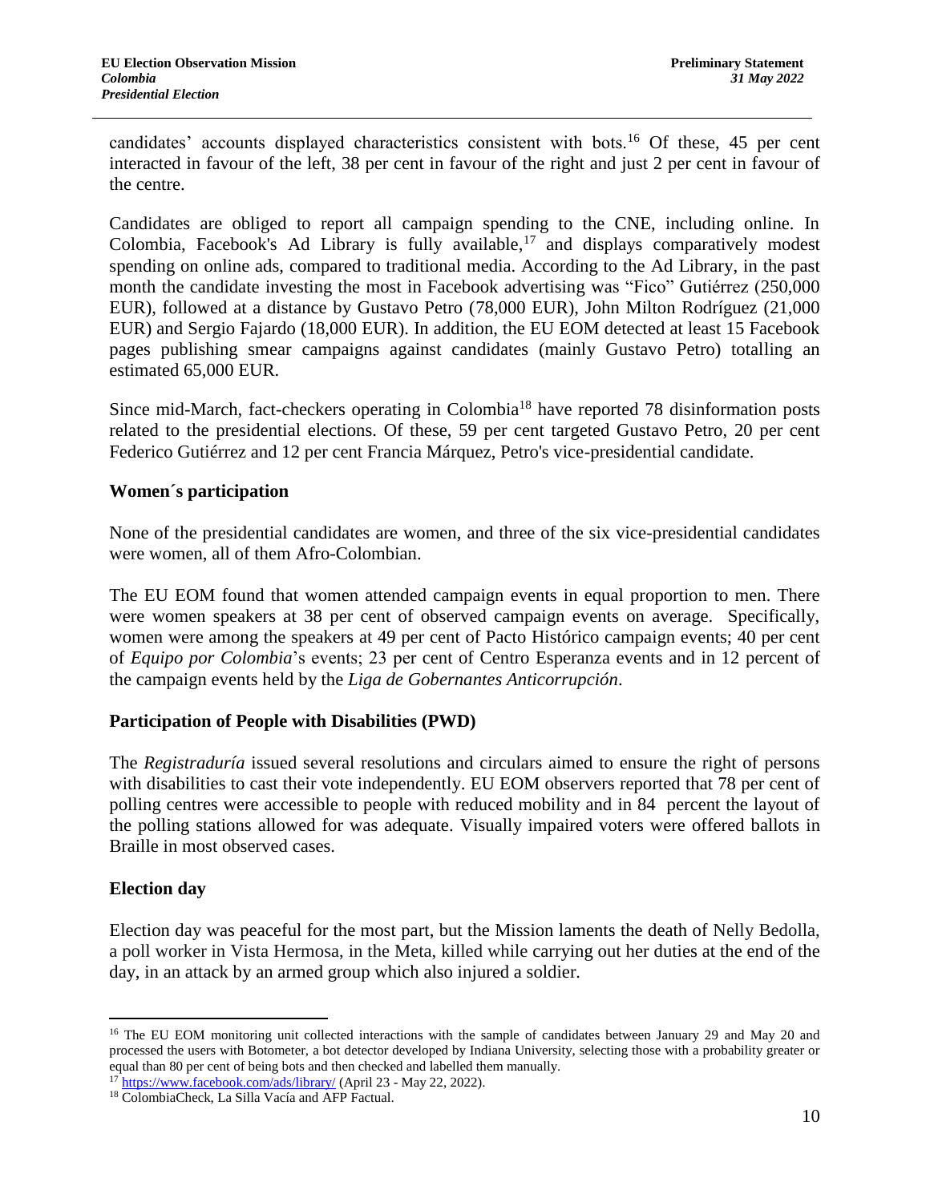candidates' accounts displayed characteristics consistent with bots.[16] Of these, 45 per cent interacted in favour of the left, 38 per cent in favour of the right and just 2 per cent in favour of the centre.

Candidates are obliged to report all campaign spending to the CNE, including online. In Colombia, Facebook's Ad Library is fully available,[17] and displays comparatively modest spending on online ads, compared to traditional media. According to the Ad Library, in the past month the candidate investing the most in Facebook advertising was "Fico" Gutiérrez (250,000 EUR), followed at a distance by Gustavo Petro (78,000 EUR), John Milton Rodríguez (21,000 EUR) and Sergio Fajardo (18,000 EUR). In addition, the EU EOM detected at least 15 Facebook pages publishing smear campaigns against candidates (mainly Gustavo Petro) totalling an estimated 65,000 EUR.

Since mid-March, fact-checkers operating in Colombia[18] have reported 78 disinformation posts related to the presidential elections. Of these, 59 per cent targeted Gustavo Petro, 20 per cent Federico Gutiérrez and 12 per cent Francia Márquez, Petro's vice-presidential candidate.

**Women´s participation**

None of the presidential candidates are women, and three of the six vice-presidential candidates were women, all of them Afro-Colombian.

The EU EOM found that women attended campaign events in equal proportion to men. There were women speakers at 38 per cent of observed campaign events on average. Specifically, women were among the speakers at 49 per cent of Pacto Histórico campaign events; 40 per cent of *Equipo por Colombia*'s events; 23 per cent of Centro Esperanza events and in 12 percent of the campaign events held by the *Liga de Gobernantes Anticorrupción*.

**Participation of People with Disabilities (PWD)**

The *Registraduría* issued several resolutions and circulars aimed to ensure the right of persons with disabilities to cast their vote independently. EU EOM observers reported that 78 per cent of polling centres were accessible to people with reduced mobility and in 84 percent the layout of the polling stations allowed for was adequate. Visually impaired voters were offered ballots in Braille in most observed cases.

**Election day**

Election day was peaceful for the most part, but the Mission laments the death of Nelly Bedolla, a poll worker in Vista Hermosa, in the Meta, killed while carrying out her duties at the end of the day, in an attack by an armed group which also injured a soldier.

---

[16] The EU EOM monitoring unit collected interactions with the sample of candidates between January 29 and May 20 and processed the users with Botometer, a bot detector developed by Indiana University, selecting those with a probability greater or equal than 80 per cent of being bots and then checked and labelled them manually.

[17] https://www.facebook.com/ads/library/ (April 23 - May 22, 2022).

[18] ColombiaCheck, La Silla Vacía and AFP Factual.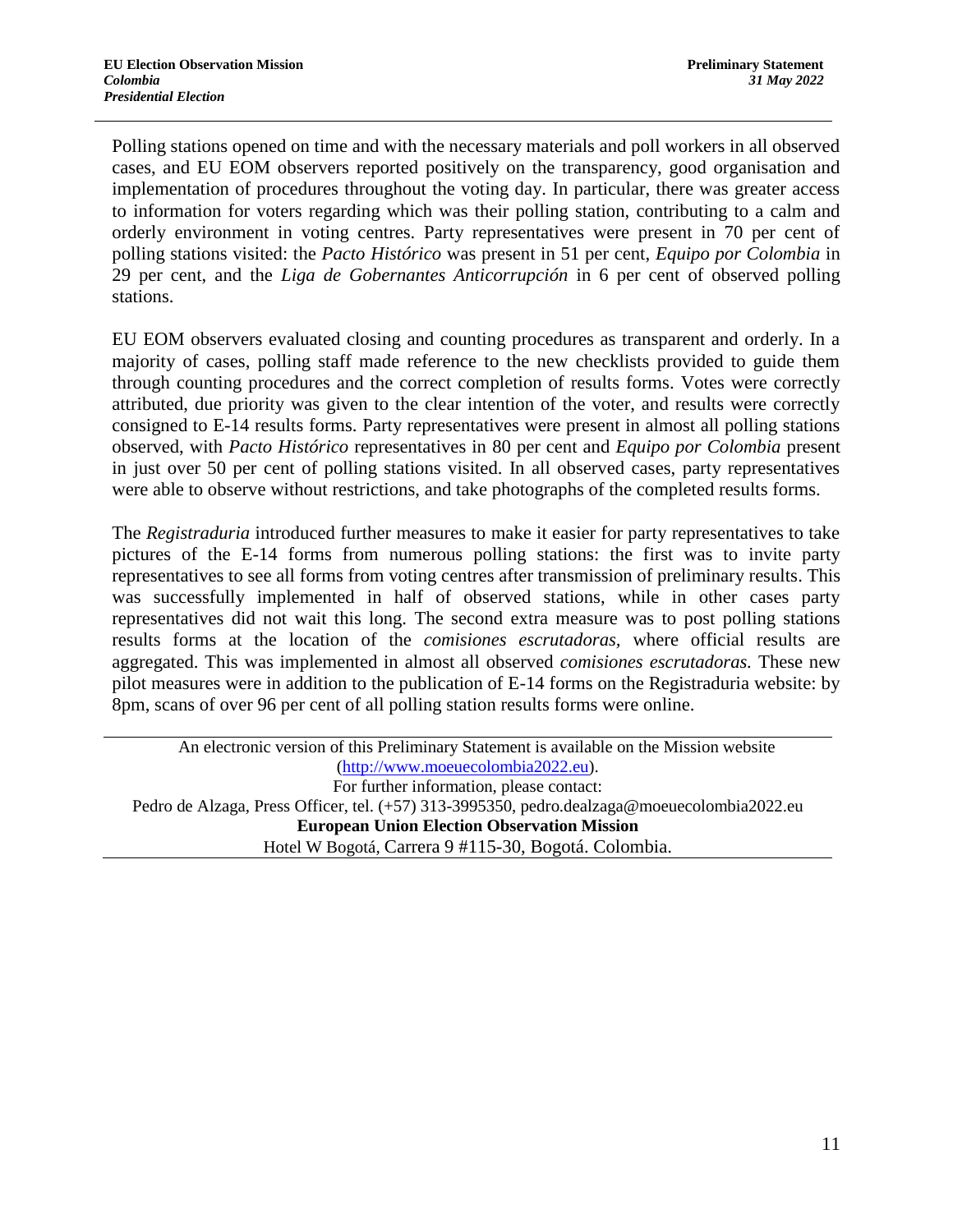Polling stations opened on time and with the necessary materials and poll workers in all observed cases, and EU EOM observers reported positively on the transparency, good organisation and implementation of procedures throughout the voting day. In particular, there was greater access to information for voters regarding which was their polling station, contributing to a calm and orderly environment in voting centres. Party representatives were present in 70 per cent of polling stations visited: the *Pacto Histórico* was present in 51 per cent, *Equipo por Colombia* in 29 per cent, and the *Liga de Gobernantes Anticorrupción* in 6 per cent of observed polling stations.

EU EOM observers evaluated closing and counting procedures as transparent and orderly. In a majority of cases, polling staff made reference to the new checklists provided to guide them through counting procedures and the correct completion of results forms. Votes were correctly attributed, due priority was given to the clear intention of the voter, and results were correctly consigned to E-14 results forms. Party representatives were present in almost all polling stations observed, with *Pacto Histórico* representatives in 80 per cent and *Equipo por Colombia* present in just over 50 per cent of polling stations visited. In all observed cases, party representatives were able to observe without restrictions, and take photographs of the completed results forms.

The *Registraduria* introduced further measures to make it easier for party representatives to take pictures of the E-14 forms from numerous polling stations: the first was to invite party representatives to see all forms from voting centres after transmission of preliminary results. This was successfully implemented in half of observed stations, while in other cases party representatives did not wait this long. The second extra measure was to post polling stations results forms at the location of the *comisiones escrutadoras*, where official results are aggregated. This was implemented in almost all observed *comisiones escrutadoras*. These new pilot measures were in addition to the publication of E-14 forms on the Registraduria website: by 8pm, scans of over 96 per cent of all polling station results forms were online.

---

An electronic version of this Preliminary Statement is available on the Mission website (http://www.moeuecolombia2022.eu).

For further information, please contact:

Pedro de Alzaga, Press Officer, tel. (+57) 313-3995350, pedro.dealzaga@moeuecolombia2022.eu

**European Union Election Observation Mission**

Hotel W Bogotá, Carrera 9 #115-30, Bogotá. Colombia.